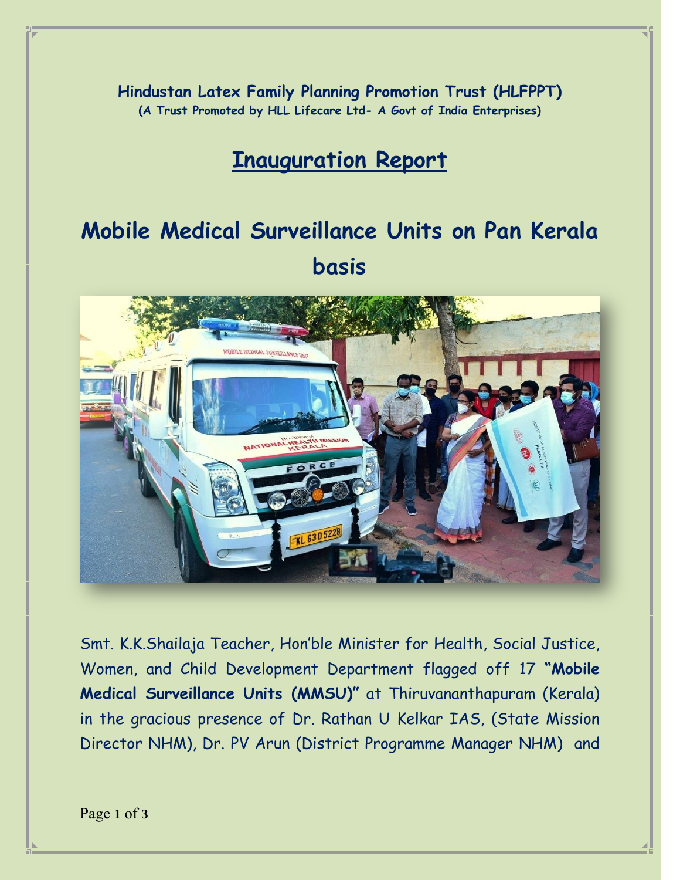**Hindustan Latex Family Planning Promotion Trust (HLFPPT)**
**(A Trust Promoted by HLL Lifecare Ltd- A Govt of India Enterprises)**

# Inauguration Report

# Mobile Medical Surveillance Units on Pan Kerala basis

Smt. K.K.Shailaja Teacher, Hon'ble Minister for Health, Social Justice, Women, and Child Development Department flagged off 17 **"Mobile Medical Surveillance Units (MMSU)"** at Thiruvananthapuram (Kerala) in the gracious presence of Dr. Rathan U Kelkar IAS, (State Mission Director NHM), Dr. PV Arun (District Programme Manager NHM) and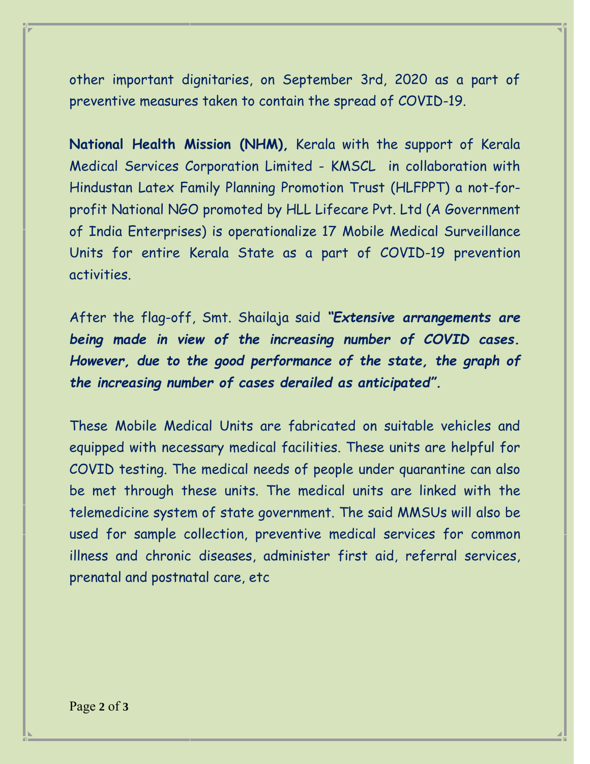other important dignitaries, on September 3rd, 2020 as a part of preventive measures taken to contain the spread of COVID-19.

**National Health Mission (NHM),** Kerala with the support of Kerala Medical Services Corporation Limited - KMSCL in collaboration with Hindustan Latex Family Planning Promotion Trust (HLFPPT) a not-for-profit National NGO promoted by HLL Lifecare Pvt. Ltd (A Government of India Enterprises) is operationalize 17 Mobile Medical Surveillance Units for entire Kerala State as a part of COVID-19 prevention activities.

After the flag-off, Smt. Shailaja said ***"Extensive arrangements are being made in view of the increasing number of COVID cases. However, due to the good performance of the state, the graph of the increasing number of cases derailed as anticipated".***

These Mobile Medical Units are fabricated on suitable vehicles and equipped with necessary medical facilities. These units are helpful for COVID testing. The medical needs of people under quarantine can also be met through these units. The medical units are linked with the telemedicine system of state government. The said MMSUs will also be used for sample collection, preventive medical services for common illness and chronic diseases, administer first aid, referral services, prenatal and postnatal care, etc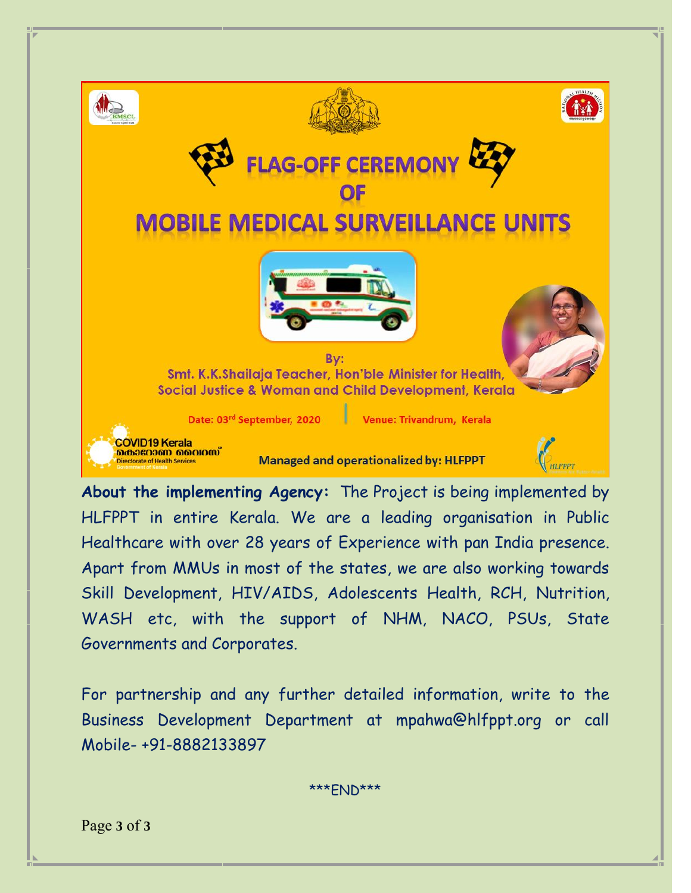# FLAG-OFF CEREMONY OF MOBILE MEDICAL SURVEILLANCE UNITS

By:

Smt. K.K.Shailaja Teacher, Hon'ble Minister for Health, Social Justice & Woman and Child Development, Kerala

Date: 03rd September, 2020 | Venue: Trivandrum, Kerala

COVID19 Kerala

Directorate of Health Services

Managed and operationalized by: HLFPPT

**About the implementing Agency:** The Project is being implemented by HLFPPT in entire Kerala. We are a leading organisation in Public Healthcare with over 28 years of Experience with pan India presence. Apart from MMUs in most of the states, we are also working towards Skill Development, HIV/AIDS, Adolescents Health, RCH, Nutrition, WASH etc, with the support of NHM, NACO, PSUs, State Governments and Corporates.

For partnership and any further detailed information, write to the Business Development Department at mpahwa@hlfppt.org or call Mobile- +91-8882133897

***END***